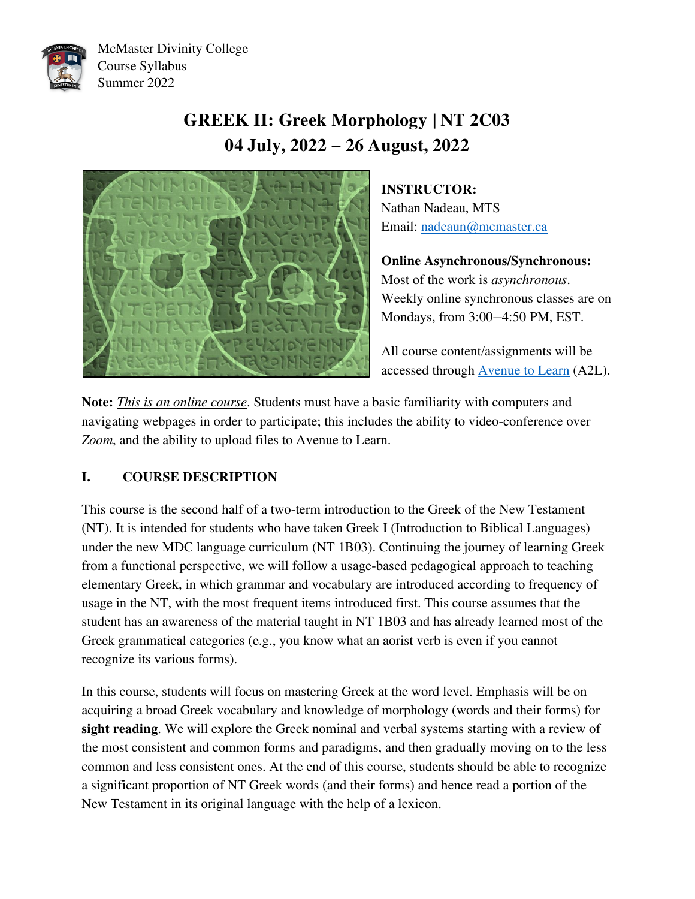McMaster Divinity College
Course Syllabus
Summer 2022

# GREEK II: Greek Morphology | NT 2C03
## 04 July, 2022 – 26 August, 2022

**INSTRUCTOR:**
Nathan Nadeau, MTS
Email: [nadeaun@mcmaster.ca](mailto:nadeaun@mcmaster.ca)

**Online Asynchronous/Synchronous:**
Most of the work is *asynchronous*. Weekly online synchronous classes are on Mondays, from 3:00–4:50 PM, EST.

All course content/assignments will be accessed through Avenue to Learn (A2L).

**Note:** *This is an online course*. Students must have a basic familiarity with computers and navigating webpages in order to participate; this includes the ability to video-conference over *Zoom*, and the ability to upload files to Avenue to Learn.

## I. COURSE DESCRIPTION

This course is the second half of a two-term introduction to the Greek of the New Testament (NT). It is intended for students who have taken Greek I (Introduction to Biblical Languages) under the new MDC language curriculum (NT 1B03). Continuing the journey of learning Greek from a functional perspective, we will follow a usage-based pedagogical approach to teaching elementary Greek, in which grammar and vocabulary are introduced according to frequency of usage in the NT, with the most frequent items introduced first. This course assumes that the student has an awareness of the material taught in NT 1B03 and has already learned most of the Greek grammatical categories (e.g., you know what an aorist verb is even if you cannot recognize its various forms).

In this course, students will focus on mastering Greek at the word level. Emphasis will be on acquiring a broad Greek vocabulary and knowledge of morphology (words and their forms) for **sight reading**. We will explore the Greek nominal and verbal systems starting with a review of the most consistent and common forms and paradigms, and then gradually moving on to the less common and less consistent ones. At the end of this course, students should be able to recognize a significant proportion of NT Greek words (and their forms) and hence read a portion of the New Testament in its original language with the help of a lexicon.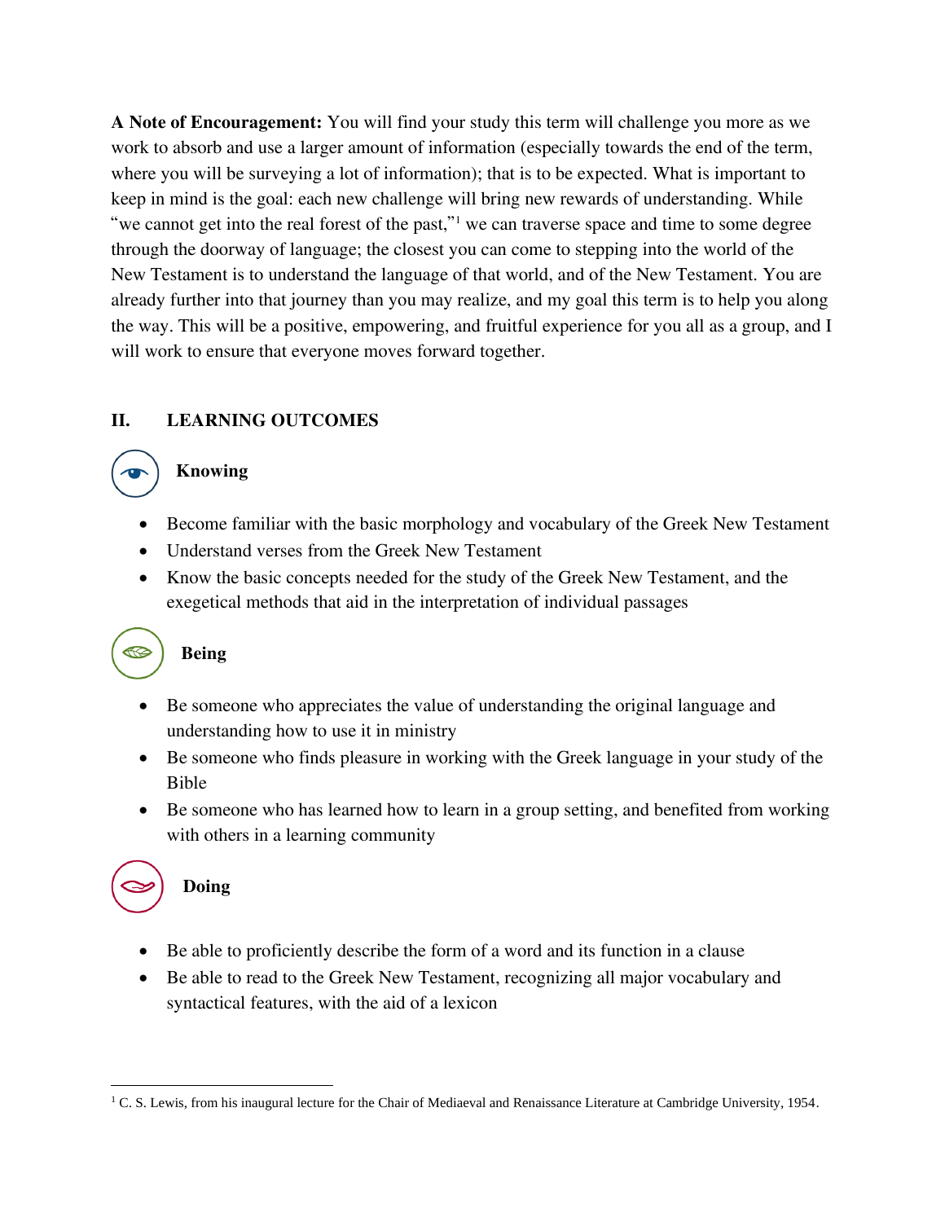**A Note of Encouragement:** You will find your study this term will challenge you more as we work to absorb and use a larger amount of information (especially towards the end of the term, where you will be surveying a lot of information); that is to be expected. What is important to keep in mind is the goal: each new challenge will bring new rewards of understanding. While "we cannot get into the real forest of the past,"[1] we can traverse space and time to some degree through the doorway of language; the closest you can come to stepping into the world of the New Testament is to understand the language of that world, and of the New Testament. You are already further into that journey than you may realize, and my goal this term is to help you along the way. This will be a positive, empowering, and fruitful experience for you all as a group, and I will work to ensure that everyone moves forward together.

## II. LEARNING OUTCOMES

### Knowing

- Become familiar with the basic morphology and vocabulary of the Greek New Testament
- Understand verses from the Greek New Testament
- Know the basic concepts needed for the study of the Greek New Testament, and the exegetical methods that aid in the interpretation of individual passages

### Being

- Be someone who appreciates the value of understanding the original language and understanding how to use it in ministry
- Be someone who finds pleasure in working with the Greek language in your study of the Bible
- Be someone who has learned how to learn in a group setting, and benefited from working with others in a learning community

### Doing

- Be able to proficiently describe the form of a word and its function in a clause
- Be able to read to the Greek New Testament, recognizing all major vocabulary and syntactical features, with the aid of a lexicon

---

[1] C. S. Lewis, from his inaugural lecture for the Chair of Mediaeval and Renaissance Literature at Cambridge University, 1954.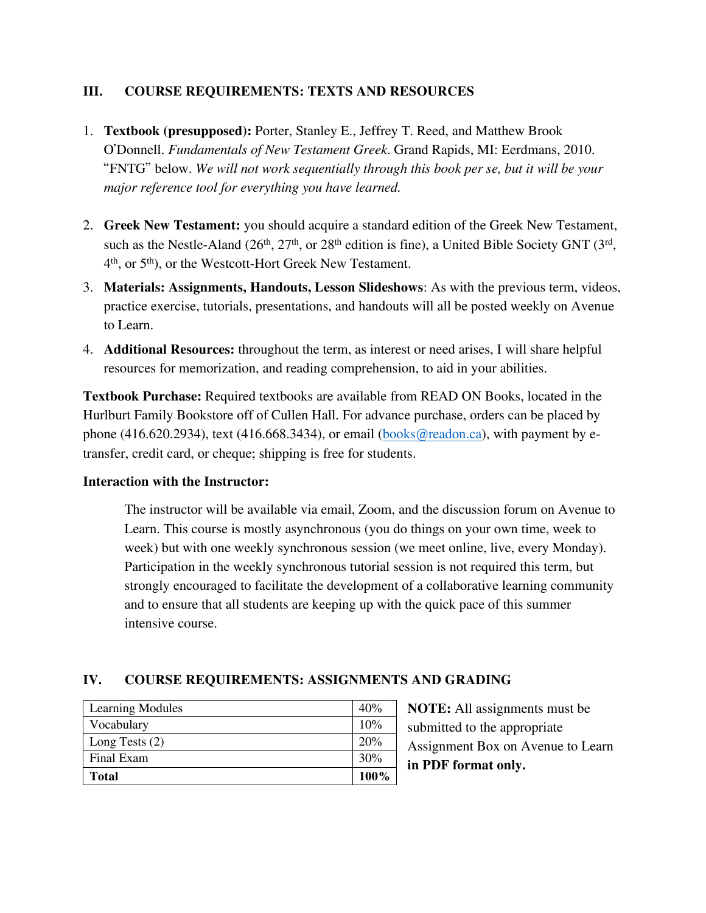## III. COURSE REQUIREMENTS: TEXTS AND RESOURCES

1. **Textbook (presupposed):** Porter, Stanley E., Jeffrey T. Reed, and Matthew Brook O'Donnell. *Fundamentals of New Testament Greek.* Grand Rapids, MI: Eerdmans, 2010. "FNTG" below. *We will not work sequentially through this book per se, but it will be your major reference tool for everything you have learned.*

2. **Greek New Testament:** you should acquire a standard edition of the Greek New Testament, such as the Nestle-Aland (26th, 27th, or 28th edition is fine), a United Bible Society GNT (3rd, 4th, or 5th), or the Westcott-Hort Greek New Testament.
3. **Materials: Assignments, Handouts, Lesson Slideshows**: As with the previous term, videos, practice exercise, tutorials, presentations, and handouts will all be posted weekly on Avenue to Learn.
4. **Additional Resources:** throughout the term, as interest or need arises, I will share helpful resources for memorization, and reading comprehension, to aid in your abilities.

**Textbook Purchase:** Required textbooks are available from READ ON Books, located in the Hurlburt Family Bookstore off of Cullen Hall. For advance purchase, orders can be placed by phone (416.620.2934), text (416.668.3434), or email (books@readon.ca), with payment by e-transfer, credit card, or cheque; shipping is free for students.

**Interaction with the Instructor:**

> The instructor will be available via email, Zoom, and the discussion forum on Avenue to Learn. This course is mostly asynchronous (you do things on your own time, week to week) but with one weekly synchronous session (we meet online, live, every Monday). Participation in the weekly synchronous tutorial session is not required this term, but strongly encouraged to facilitate the development of a collaborative learning community and to ensure that all students are keeping up with the quick pace of this summer intensive course.

## IV. COURSE REQUIREMENTS: ASSIGNMENTS AND GRADING

| Component | Weight |
|---|---|
| Learning Modules | 40% |
| Vocabulary | 10% |
| Long Tests (2) | 20% |
| Final Exam | 30% |
| **Total** | **100%** |

**NOTE:** All assignments must be submitted to the appropriate Assignment Box on Avenue to Learn **in PDF format only.**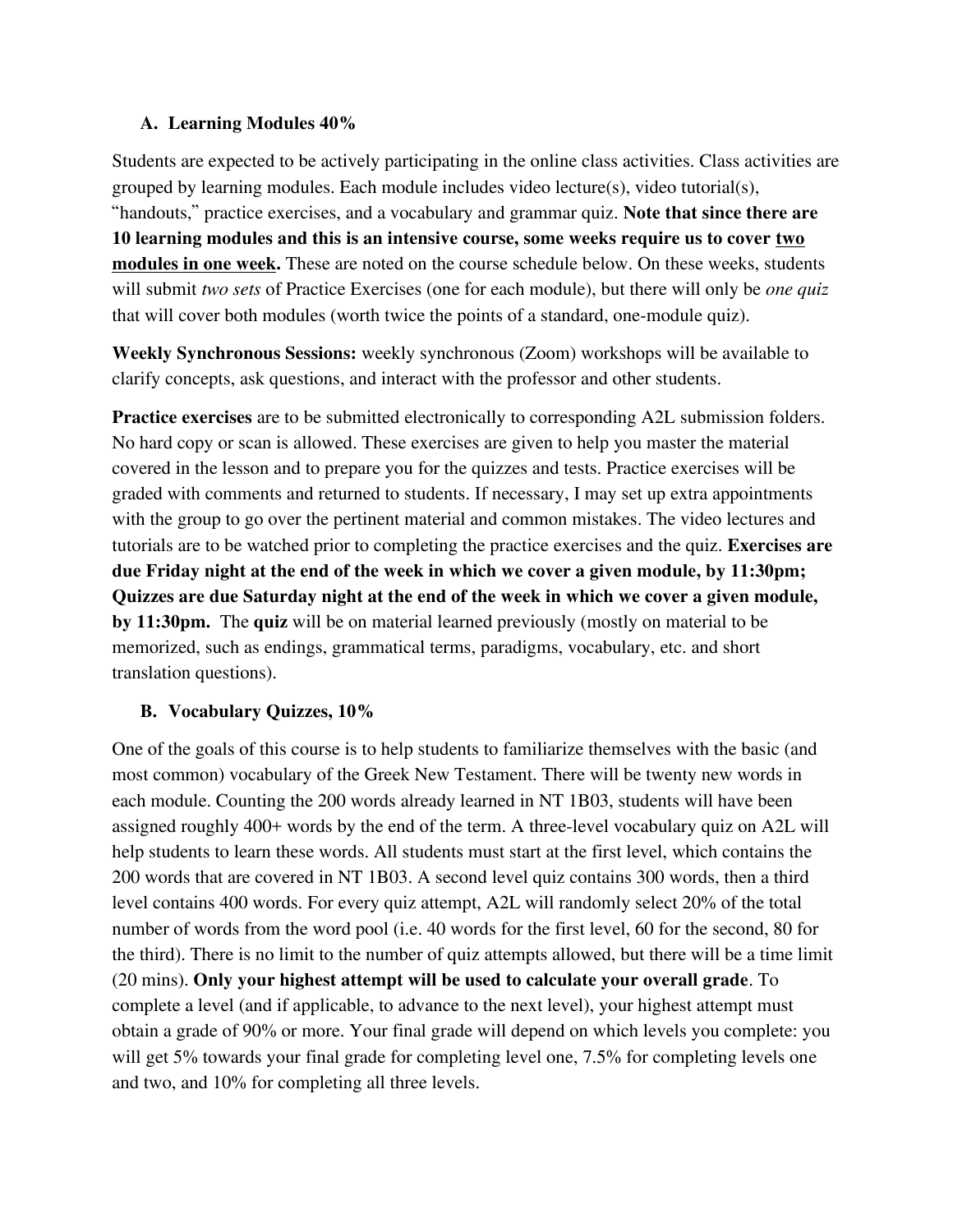### A. Learning Modules 40%

Students are expected to be actively participating in the online class activities. Class activities are grouped by learning modules. Each module includes video lecture(s), video tutorial(s), "handouts," practice exercises, and a vocabulary and grammar quiz. **Note that since there are 10 learning modules and this is an intensive course, some weeks require us to cover <u>two modules in one week</u>.** These are noted on the course schedule below. On these weeks, students will submit *two sets* of Practice Exercises (one for each module), but there will only be *one quiz* that will cover both modules (worth twice the points of a standard, one-module quiz).

**Weekly Synchronous Sessions:** weekly synchronous (Zoom) workshops will be available to clarify concepts, ask questions, and interact with the professor and other students.

**Practice exercises** are to be submitted electronically to corresponding A2L submission folders. No hard copy or scan is allowed. These exercises are given to help you master the material covered in the lesson and to prepare you for the quizzes and tests. Practice exercises will be graded with comments and returned to students. If necessary, I may set up extra appointments with the group to go over the pertinent material and common mistakes. The video lectures and tutorials are to be watched prior to completing the practice exercises and the quiz. **Exercises are due Friday night at the end of the week in which we cover a given module, by 11:30pm; Quizzes are due Saturday night at the end of the week in which we cover a given module, by 11:30pm.** The **quiz** will be on material learned previously (mostly on material to be memorized, such as endings, grammatical terms, paradigms, vocabulary, etc. and short translation questions).

### B. Vocabulary Quizzes, 10%

One of the goals of this course is to help students to familiarize themselves with the basic (and most common) vocabulary of the Greek New Testament. There will be twenty new words in each module. Counting the 200 words already learned in NT 1B03, students will have been assigned roughly 400+ words by the end of the term. A three-level vocabulary quiz on A2L will help students to learn these words. All students must start at the first level, which contains the 200 words that are covered in NT 1B03. A second level quiz contains 300 words, then a third level contains 400 words. For every quiz attempt, A2L will randomly select 20% of the total number of words from the word pool (i.e. 40 words for the first level, 60 for the second, 80 for the third). There is no limit to the number of quiz attempts allowed, but there will be a time limit (20 mins). **Only your highest attempt will be used to calculate your overall grade**. To complete a level (and if applicable, to advance to the next level), your highest attempt must obtain a grade of 90% or more. Your final grade will depend on which levels you complete: you will get 5% towards your final grade for completing level one, 7.5% for completing levels one and two, and 10% for completing all three levels.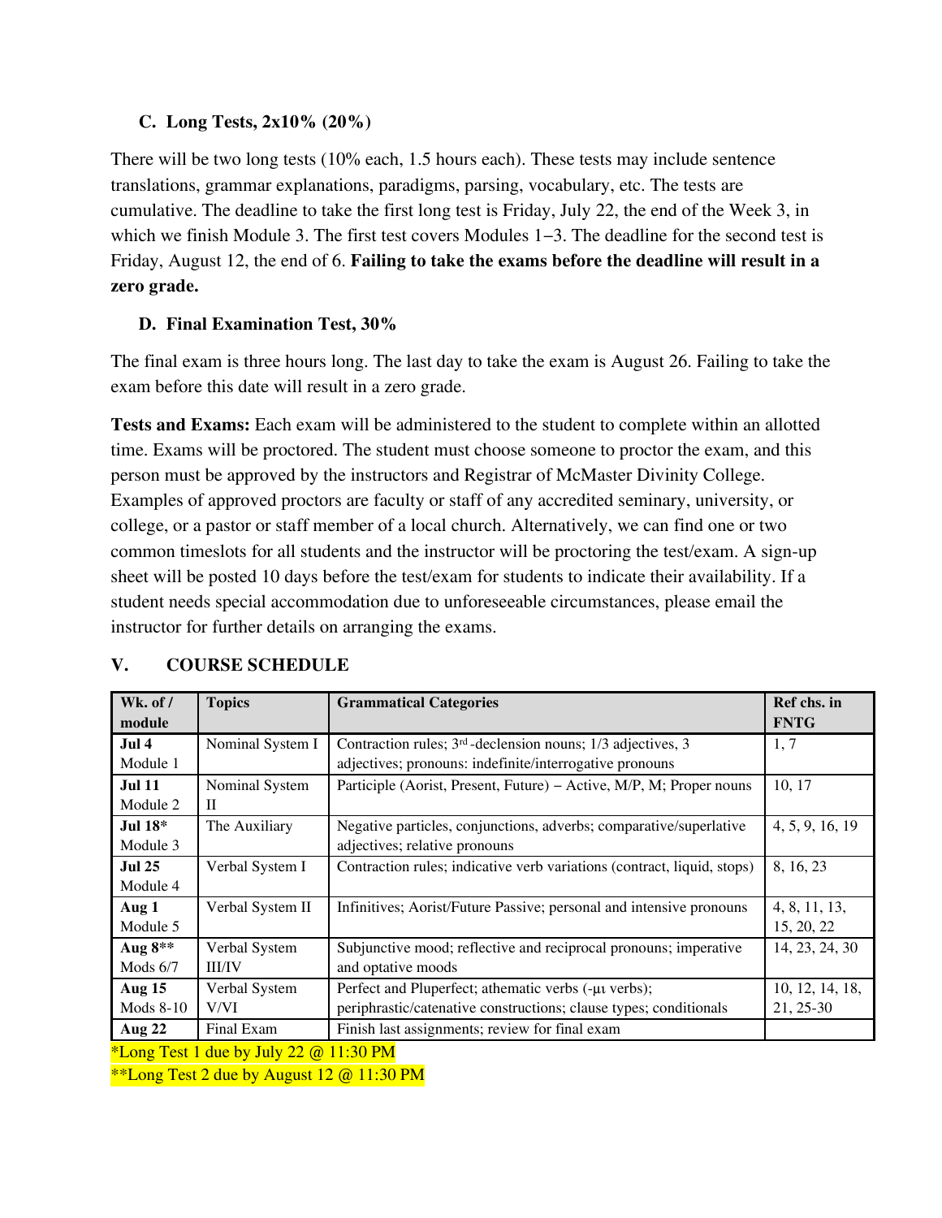### C. Long Tests, 2x10% (20%)

There will be two long tests (10% each, 1.5 hours each). These tests may include sentence translations, grammar explanations, paradigms, parsing, vocabulary, etc. The tests are cumulative. The deadline to take the first long test is Friday, July 22, the end of the Week 3, in which we finish Module 3. The first test covers Modules 1–3. The deadline for the second test is Friday, August 12, the end of 6. **Failing to take the exams before the deadline will result in a zero grade.**

### D. Final Examination Test, 30%

The final exam is three hours long. The last day to take the exam is August 26. Failing to take the exam before this date will result in a zero grade.

**Tests and Exams:** Each exam will be administered to the student to complete within an allotted time. Exams will be proctored. The student must choose someone to proctor the exam, and this person must be approved by the instructors and Registrar of McMaster Divinity College. Examples of approved proctors are faculty or staff of any accredited seminary, university, or college, or a pastor or staff member of a local church. Alternatively, we can find one or two common timeslots for all students and the instructor will be proctoring the test/exam. A sign-up sheet will be posted 10 days before the test/exam for students to indicate their availability. If a student needs special accommodation due to unforeseeable circumstances, please email the instructor for further details on arranging the exams.

## V. COURSE SCHEDULE

| Wk. of / module | Topics | Grammatical Categories | Ref chs. in FNTG |
|---|---|---|---|
| **Jul 4** Module 1 | Nominal System I | Contraction rules; 3rd-declension nouns; 1/3 adjectives, 3 adjectives; pronouns: indefinite/interrogative pronouns | 1, 7 |
| **Jul 11** Module 2 | Nominal System II | Participle (Aorist, Present, Future) – Active, M/P, M; Proper nouns | 10, 17 |
| **Jul 18*** Module 3 | The Auxiliary | Negative particles, conjunctions, adverbs; comparative/superlative adjectives; relative pronouns | 4, 5, 9, 16, 19 |
| **Jul 25** Module 4 | Verbal System I | Contraction rules; indicative verb variations (contract, liquid, stops) | 8, 16, 23 |
| **Aug 1** Module 5 | Verbal System II | Infinitives; Aorist/Future Passive; personal and intensive pronouns | 4, 8, 11, 13, 15, 20, 22 |
| **Aug 8**** Mods 6/7 | Verbal System III/IV | Subjunctive mood; reflective and reciprocal pronouns; imperative and optative moods | 14, 23, 24, 30 |
| **Aug 15** Mods 8-10 | Verbal System V/VI | Perfect and Pluperfect; athematic verbs (-μι verbs); periphrastic/catenative constructions; clause types; conditionals | 10, 12, 14, 18, 21, 25-30 |
| **Aug 22** | Final Exam | Finish last assignments; review for final exam | |

*Long Test 1 due by July 22 @ 11:30 PM

**Long Test 2 due by August 12 @ 11:30 PM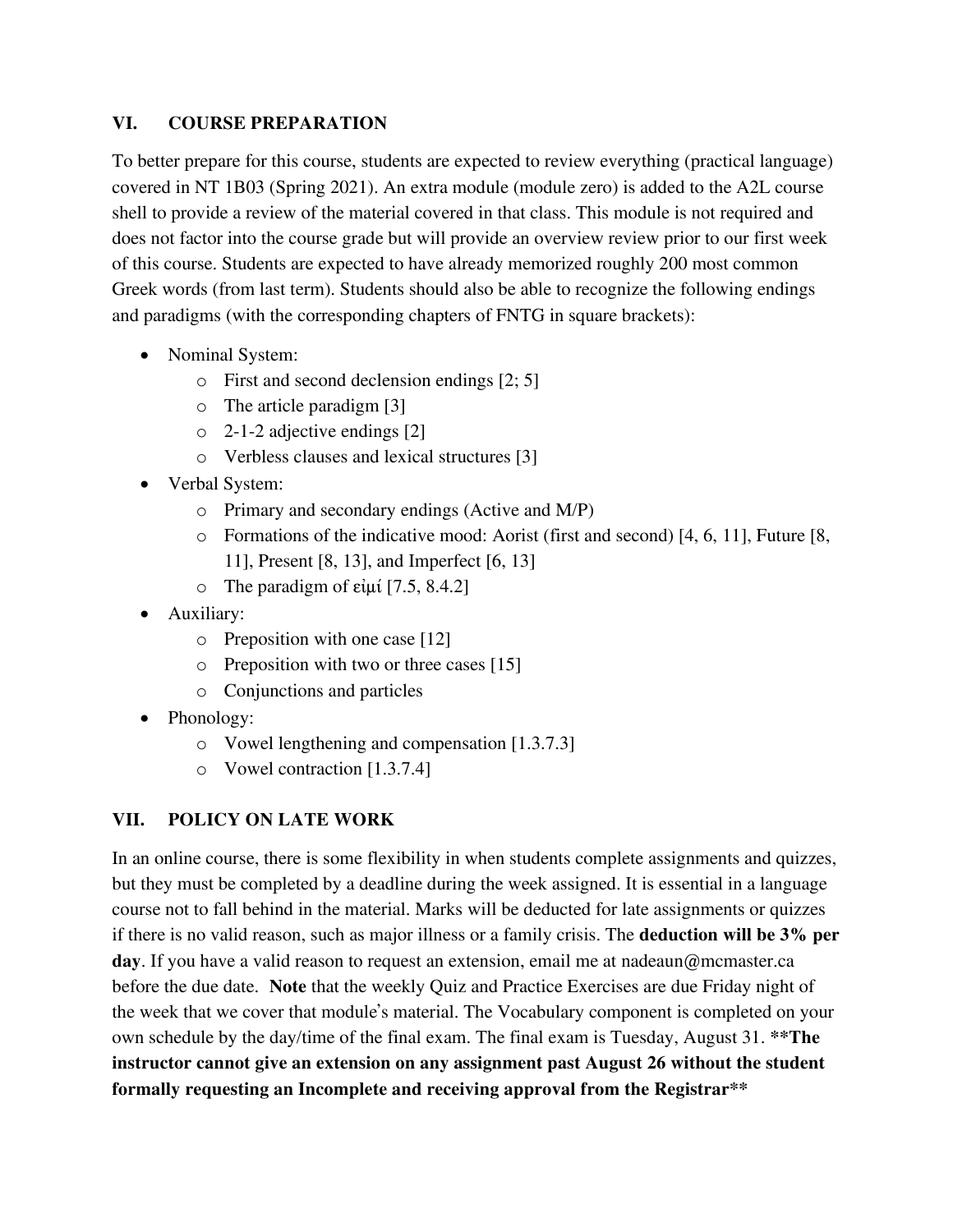## VI. COURSE PREPARATION

To better prepare for this course, students are expected to review everything (practical language) covered in NT 1B03 (Spring 2021). An extra module (module zero) is added to the A2L course shell to provide a review of the material covered in that class. This module is not required and does not factor into the course grade but will provide an overview review prior to our first week of this course. Students are expected to have already memorized roughly 200 most common Greek words (from last term). Students should also be able to recognize the following endings and paradigms (with the corresponding chapters of FNTG in square brackets):

- Nominal System:
  - First and second declension endings [2; 5]
  - The article paradigm [3]
  - 2-1-2 adjective endings [2]
  - Verbless clauses and lexical structures [3]
- Verbal System:
  - Primary and secondary endings (Active and M/P)
  - Formations of the indicative mood: Aorist (first and second) [4, 6, 11], Future [8, 11], Present [8, 13], and Imperfect [6, 13]
  - The paradigm of εἰμί [7.5, 8.4.2]
- Auxiliary:
  - Preposition with one case [12]
  - Preposition with two or three cases [15]
  - Conjunctions and particles
- Phonology:
  - Vowel lengthening and compensation [1.3.7.3]
  - Vowel contraction [1.3.7.4]

## VII. POLICY ON LATE WORK

In an online course, there is some flexibility in when students complete assignments and quizzes, but they must be completed by a deadline during the week assigned. It is essential in a language course not to fall behind in the material. Marks will be deducted for late assignments or quizzes if there is no valid reason, such as major illness or a family crisis. The **deduction will be 3% per day**. If you have a valid reason to request an extension, email me at nadeaun@mcmaster.ca before the due date. **Note** that the weekly Quiz and Practice Exercises are due Friday night of the week that we cover that module's material. The Vocabulary component is completed on your own schedule by the day/time of the final exam. The final exam is Tuesday, August 31. **\*\*The instructor cannot give an extension on any assignment past August 26 without the student formally requesting an Incomplete and receiving approval from the Registrar\*\***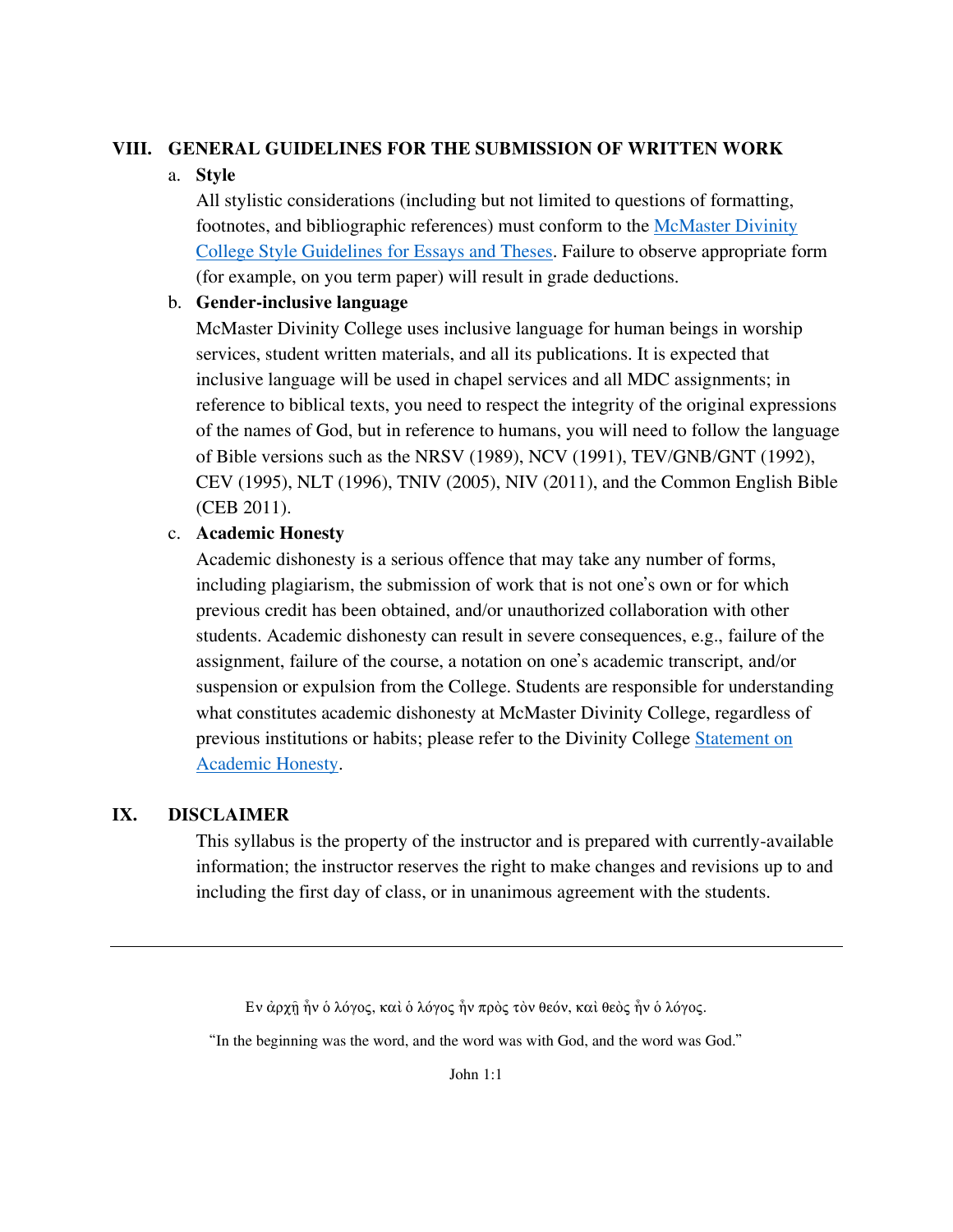## VIII. GENERAL GUIDELINES FOR THE SUBMISSION OF WRITTEN WORK

a. **Style**

All stylistic considerations (including but not limited to questions of formatting, footnotes, and bibliographic references) must conform to the McMaster Divinity College Style Guidelines for Essays and Theses. Failure to observe appropriate form (for example, on you term paper) will result in grade deductions.

b. **Gender-inclusive language**

McMaster Divinity College uses inclusive language for human beings in worship services, student written materials, and all its publications. It is expected that inclusive language will be used in chapel services and all MDC assignments; in reference to biblical texts, you need to respect the integrity of the original expressions of the names of God, but in reference to humans, you will need to follow the language of Bible versions such as the NRSV (1989), NCV (1991), TEV/GNB/GNT (1992), CEV (1995), NLT (1996), TNIV (2005), NIV (2011), and the Common English Bible (CEB 2011).

c. **Academic Honesty**

Academic dishonesty is a serious offence that may take any number of forms, including plagiarism, the submission of work that is not one's own or for which previous credit has been obtained, and/or unauthorized collaboration with other students. Academic dishonesty can result in severe consequences, e.g., failure of the assignment, failure of the course, a notation on one's academic transcript, and/or suspension or expulsion from the College. Students are responsible for understanding what constitutes academic dishonesty at McMaster Divinity College, regardless of previous institutions or habits; please refer to the Divinity College Statement on Academic Honesty.

## IX. DISCLAIMER

This syllabus is the property of the instructor and is prepared with currently-available information; the instructor reserves the right to make changes and revisions up to and including the first day of class, or in unanimous agreement with the students.

---

Εν ἀρχῇ ἦν ὁ λόγος, καὶ ὁ λόγος ἦν πρὸς τὸν θεόν, καὶ θεὸς ἦν ὁ λόγος.

"In the beginning was the word, and the word was with God, and the word was God."

John 1:1